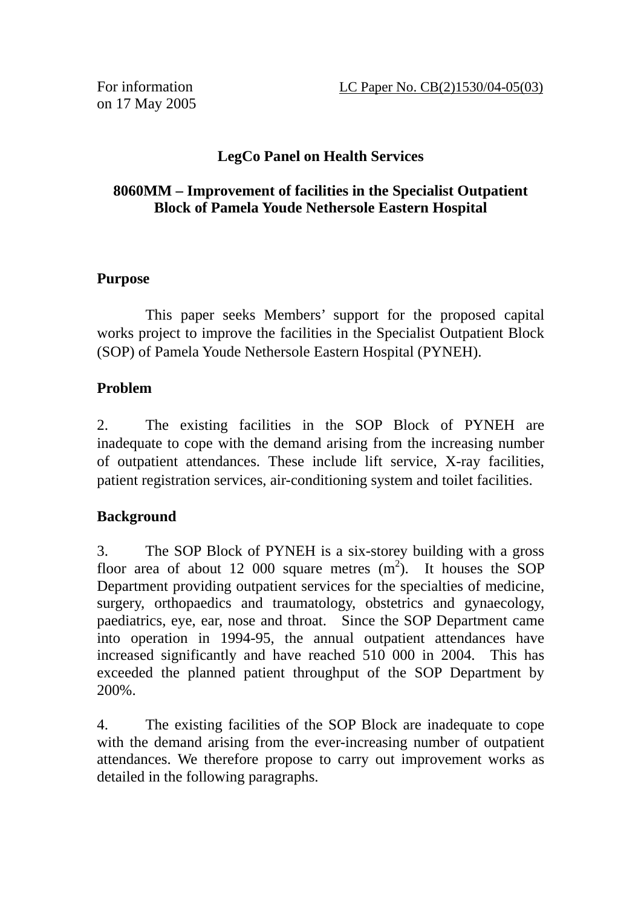For information on 17 May 2005

LC Paper No. CB(2)1530/04-05(03)

**LegCo Panel on Health Services**

**8060MM – Improvement of facilities in the Specialist Outpatient Block of Pamela Youde Nethersole Eastern Hospital**

## Purpose

This paper seeks Members' support for the proposed capital works project to improve the facilities in the Specialist Outpatient Block (SOP) of Pamela Youde Nethersole Eastern Hospital (PYNEH).

## Problem

2. The existing facilities in the SOP Block of PYNEH are inadequate to cope with the demand arising from the increasing number of outpatient attendances. These include lift service, X-ray facilities, patient registration services, air-conditioning system and toilet facilities.

## Background

3. The SOP Block of PYNEH is a six-storey building with a gross floor area of about 12 000 square metres ($m^2$). It houses the SOP Department providing outpatient services for the specialties of medicine, surgery, orthopaedics and traumatology, obstetrics and gynaecology, paediatrics, eye, ear, nose and throat. Since the SOP Department came into operation in 1994-95, the annual outpatient attendances have increased significantly and have reached 510 000 in 2004. This has exceeded the planned patient throughput of the SOP Department by 200%.

4. The existing facilities of the SOP Block are inadequate to cope with the demand arising from the ever-increasing number of outpatient attendances. We therefore propose to carry out improvement works as detailed in the following paragraphs.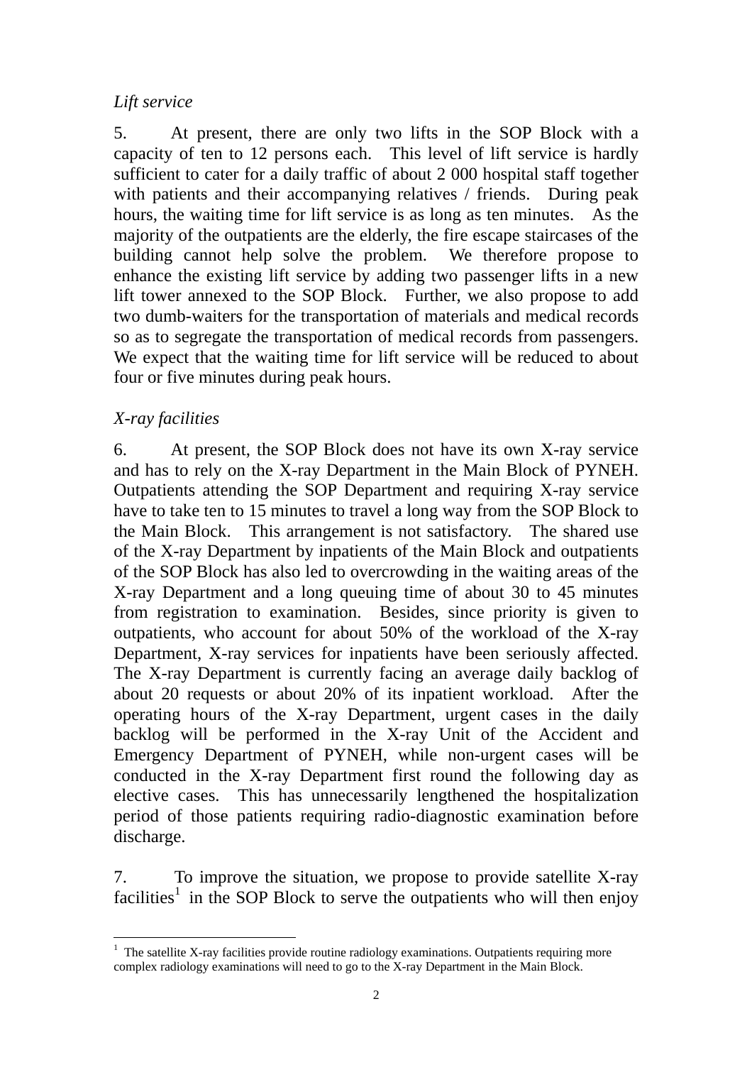*Lift service*

5. At present, there are only two lifts in the SOP Block with a capacity of ten to 12 persons each. This level of lift service is hardly sufficient to cater for a daily traffic of about 2 000 hospital staff together with patients and their accompanying relatives / friends. During peak hours, the waiting time for lift service is as long as ten minutes. As the majority of the outpatients are the elderly, the fire escape staircases of the building cannot help solve the problem. We therefore propose to enhance the existing lift service by adding two passenger lifts in a new lift tower annexed to the SOP Block. Further, we also propose to add two dumb-waiters for the transportation of materials and medical records so as to segregate the transportation of medical records from passengers. We expect that the waiting time for lift service will be reduced to about four or five minutes during peak hours.

*X-ray facilities*

6. At present, the SOP Block does not have its own X-ray service and has to rely on the X-ray Department in the Main Block of PYNEH. Outpatients attending the SOP Department and requiring X-ray service have to take ten to 15 minutes to travel a long way from the SOP Block to the Main Block. This arrangement is not satisfactory. The shared use of the X-ray Department by inpatients of the Main Block and outpatients of the SOP Block has also led to overcrowding in the waiting areas of the X-ray Department and a long queuing time of about 30 to 45 minutes from registration to examination. Besides, since priority is given to outpatients, who account for about 50% of the workload of the X-ray Department, X-ray services for inpatients have been seriously affected. The X-ray Department is currently facing an average daily backlog of about 20 requests or about 20% of its inpatient workload. After the operating hours of the X-ray Department, urgent cases in the daily backlog will be performed in the X-ray Unit of the Accident and Emergency Department of PYNEH, while non-urgent cases will be conducted in the X-ray Department first round the following day as elective cases. This has unnecessarily lengthened the hospitalization period of those patients requiring radio-diagnostic examination before discharge.

7. To improve the situation, we propose to provide satellite X-ray facilities[1] in the SOP Block to serve the outpatients who will then enjoy

---

[1] The satellite X-ray facilities provide routine radiology examinations. Outpatients requiring more complex radiology examinations will need to go to the X-ray Department in the Main Block.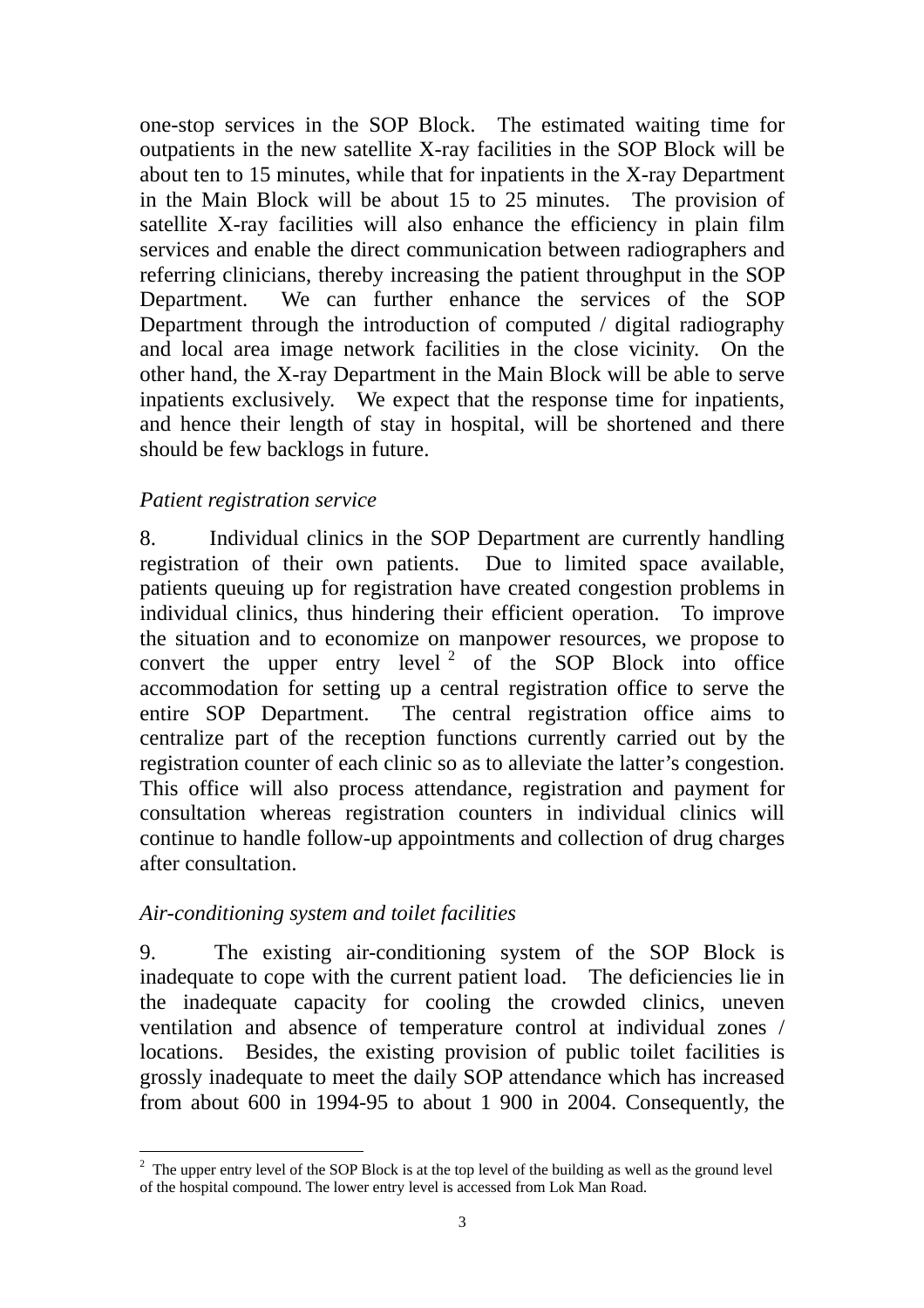one-stop services in the SOP Block. The estimated waiting time for outpatients in the new satellite X-ray facilities in the SOP Block will be about ten to 15 minutes, while that for inpatients in the X-ray Department in the Main Block will be about 15 to 25 minutes. The provision of satellite X-ray facilities will also enhance the efficiency in plain film services and enable the direct communication between radiographers and referring clinicians, thereby increasing the patient throughput in the SOP Department. We can further enhance the services of the SOP Department through the introduction of computed / digital radiography and local area image network facilities in the close vicinity. On the other hand, the X-ray Department in the Main Block will be able to serve inpatients exclusively. We expect that the response time for inpatients, and hence their length of stay in hospital, will be shortened and there should be few backlogs in future.

*Patient registration service*

8. Individual clinics in the SOP Department are currently handling registration of their own patients. Due to limited space available, patients queuing up for registration have created congestion problems in individual clinics, thus hindering their efficient operation. To improve the situation and to economize on manpower resources, we propose to convert the upper entry level[2] of the SOP Block into office accommodation for setting up a central registration office to serve the entire SOP Department. The central registration office aims to centralize part of the reception functions currently carried out by the registration counter of each clinic so as to alleviate the latter's congestion. This office will also process attendance, registration and payment for consultation whereas registration counters in individual clinics will continue to handle follow-up appointments and collection of drug charges after consultation.

*Air-conditioning system and toilet facilities*

9. The existing air-conditioning system of the SOP Block is inadequate to cope with the current patient load. The deficiencies lie in the inadequate capacity for cooling the crowded clinics, uneven ventilation and absence of temperature control at individual zones / locations. Besides, the existing provision of public toilet facilities is grossly inadequate to meet the daily SOP attendance which has increased from about 600 in 1994-95 to about 1 900 in 2004. Consequently, the

---

[2] The upper entry level of the SOP Block is at the top level of the building as well as the ground level of the hospital compound. The lower entry level is accessed from Lok Man Road.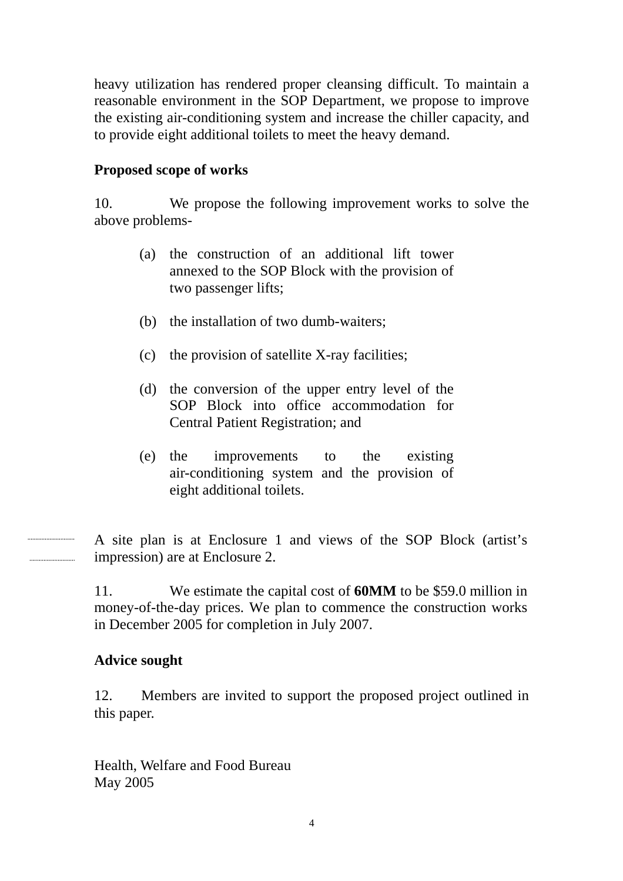heavy utilization has rendered proper cleansing difficult. To maintain a reasonable environment in the SOP Department, we propose to improve the existing air-conditioning system and increase the chiller capacity, and to provide eight additional toilets to meet the heavy demand.

**Proposed scope of works**

10. We propose the following improvement works to solve the above problems-

(a) the construction of an additional lift tower annexed to the SOP Block with the provision of two passenger lifts;

(b) the installation of two dumb-waiters;

(c) the provision of satellite X-ray facilities;

(d) the conversion of the upper entry level of the SOP Block into office accommodation for Central Patient Registration; and

(e) the improvements to the existing air-conditioning system and the provision of eight additional toilets.

A site plan is at Enclosure 1 and views of the SOP Block (artist's impression) are at Enclosure 2.

11. We estimate the capital cost of **60MM** to be $59.0 million in money-of-the-day prices. We plan to commence the construction works in December 2005 for completion in July 2007.

**Advice sought**

12. Members are invited to support the proposed project outlined in this paper.

Health, Welfare and Food Bureau
May 2005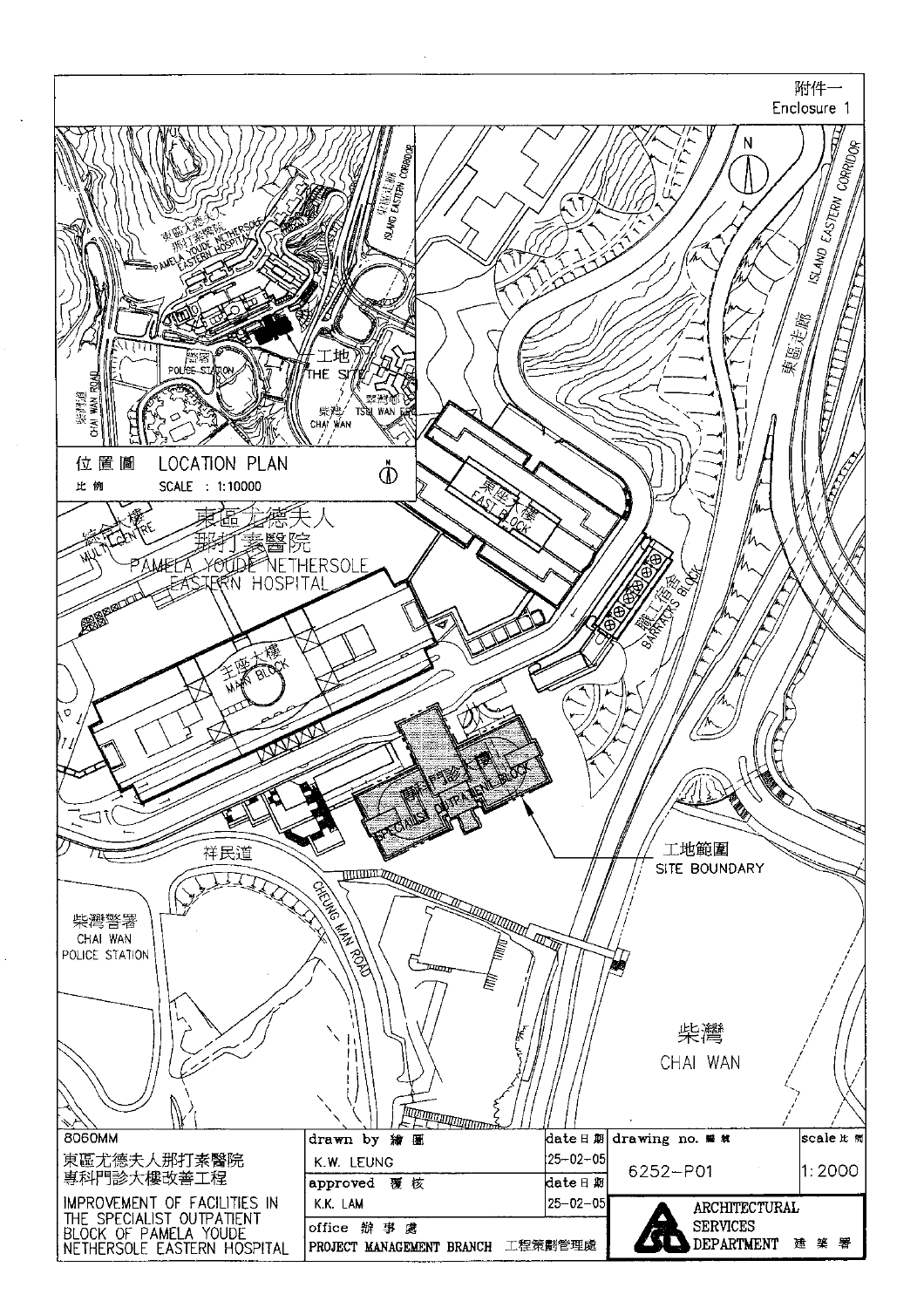附件一
Enclosure 1

位置圖 LOCATION PLAN
比例 SCALE : 1:10000

東區尤德夫人那打素醫院
PAMELA YOUDE NETHERSOLE EASTERN HOSPITAL

工地
THE SITE

警署
POLICE STATION

柴灣道
CHAI WAN ROAD

東區走廊
ISLAND EASTERN CORRIDOR

柴灣
CHAI WAN

翠灣邨
TSUI WAN ESTATE

綜合大樓
MULTI CENTRE

東座大樓
EAST BLOCK

主座大樓
MAIN BLOCK

職工宿舍
BARRACKS BLOCK

專科門診大樓
SPECIALIST OUTPATIENT BLOCK

工地範圍
SITE BOUNDARY

祥民道
CHEUNG MAN ROAD

柴灣警署
CHAI WAN POLICE STATION

| 8060MM | drawn by 繪圖 | date 日期 | drawing no. 編號 | scale 比例 |
|---|---|---|---|---|
| 東區尤德夫人那打素醫院專科門診大樓改善工程 | K.W. LEUNG | 25-02-05 | 6252-P01 | 1:2000 |
| IMPROVEMENT OF FACILITIES IN THE SPECIALIST OUTPATIENT BLOCK OF PAMELA YOUDE NETHERSOLE EASTERN HOSPITAL | approved 覆核 | date 日期 | | |
| | K.K. LAM | 25-02-05 | ARCHITECTURAL SERVICES DEPARTMENT 建築署 | |
| | office 辦事處 | | | |
| | PROJECT MANAGEMENT BRANCH 工程策劃管理處 | | | |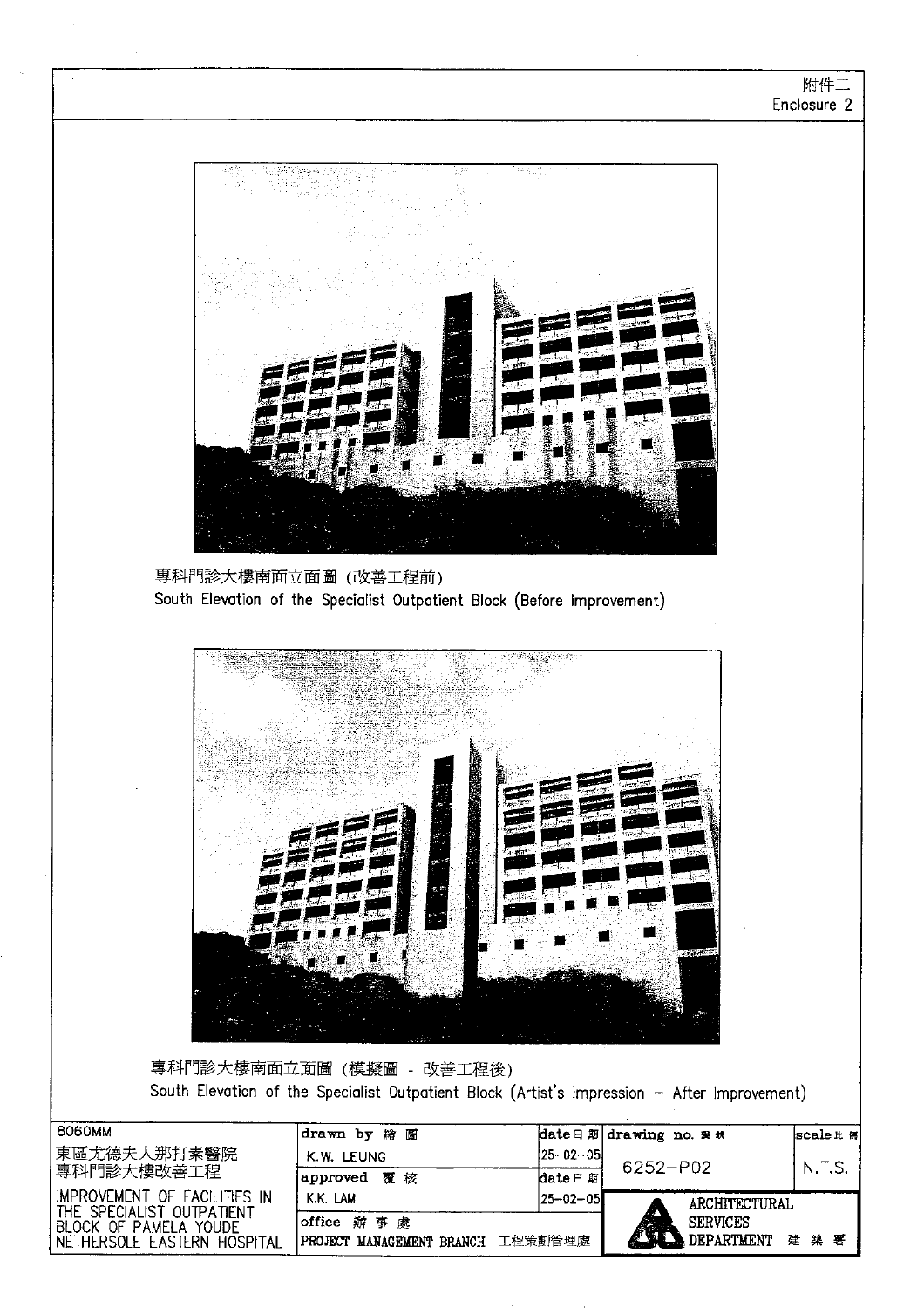附件二
Enclosure 2

專科門診大樓南面立面圖 (改善工程前)
South Elevation of the Specialist Outpatient Block (Before Improvement)

專科門診大樓南面立面圖 (模擬圖 - 改善工程後)
South Elevation of the Specialist Outpatient Block (Artist's Impression – After Improvement)

| | | | | |
|---|---|---|---|---|
| 8060MM<br>東區尤德夫人那打素醫院<br>專科門診大樓改善工程<br>IMPROVEMENT OF FACILITIES IN THE SPECIALIST OUTPATIENT BLOCK OF PAMELA YOUDE NETHERSOLE EASTERN HOSPITAL | drawn by 繪圖<br>K.W. LEUNG | date 日期<br>25-02-05 | drawing no. 圖號<br>6252-P02 | scale 比例<br>N.T.S. |
| | approved 覆核<br>K.K. LAM | date 日期<br>25-02-05 | ARCHITECTURAL SERVICES DEPARTMENT 建築署 | |
| | office 辦事處<br>PROJECT MANAGEMENT BRANCH 工程策劃管理處 | | | |